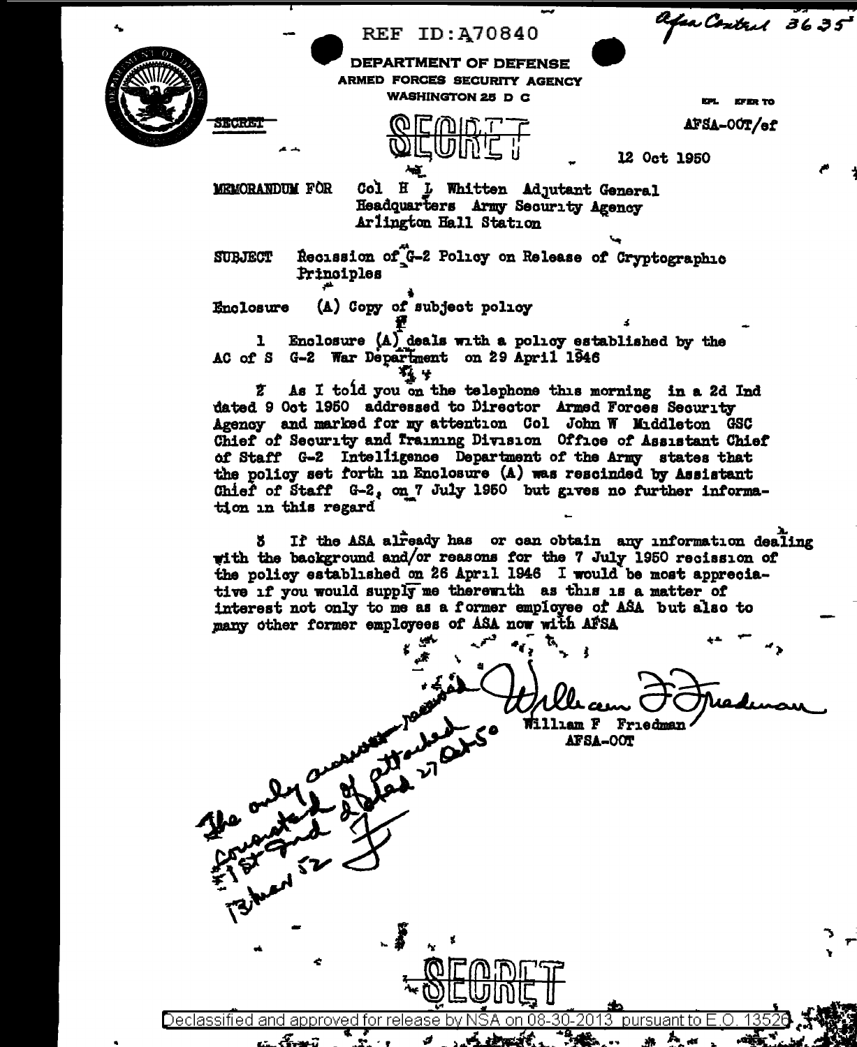REF ID:A70840

Afsa Control 3635

DEPARTMENT OF DEFENSE
ARMED FORCES SECURITY AGENCY
WASHINGTON 25 D C

SECRET

SECRET

IN REPLY REFER TO
AFSA-00T/ef

12 Oct 1950

MEMORANDUM FOR Col H L Whitten Adjutant General
Headquarters Army Security Agency
Arlington Hall Station

SUBJECT Recission of G-2 Policy on Release of Cryptographic Principles

Enclosure (A) Copy of subject policy

1 Enclosure (A) deals with a policy established by the AC of S G-2 War Department on 29 April 1946

2 As I told you on the telephone this morning in a 2d Ind dated 9 Oct 1950 addressed to Director Armed Forces Security Agency and marked for my attention Col John W Middleton GSC Chief of Security and Training Division Office of Assistant Chief of Staff G-2 Intelligence Department of the Army states that the policy set forth in Enclosure (A) was rescinded by Assistant Chief of Staff G-2, on 7 July 1950 but gives no further information in this regard

3 If the ASA already has or can obtain any information dealing with the background and/or reasons for the 7 July 1950 recission of the policy established on 26 April 1946 I would be most appreciative if you would supply me therewith as this is a matter of interest not only to me as a former employee of ASA but also to many other former employees of ASA now with AFSA

William F Friedman
William F Friedman
AFSA-00T

The only answer received consisted of attached 1st Ind dated 27 Oct 50
F
13 Mar 52

SECRET

Declassified and approved for release by NSA on 08-30-2013 pursuant to E.O. 13526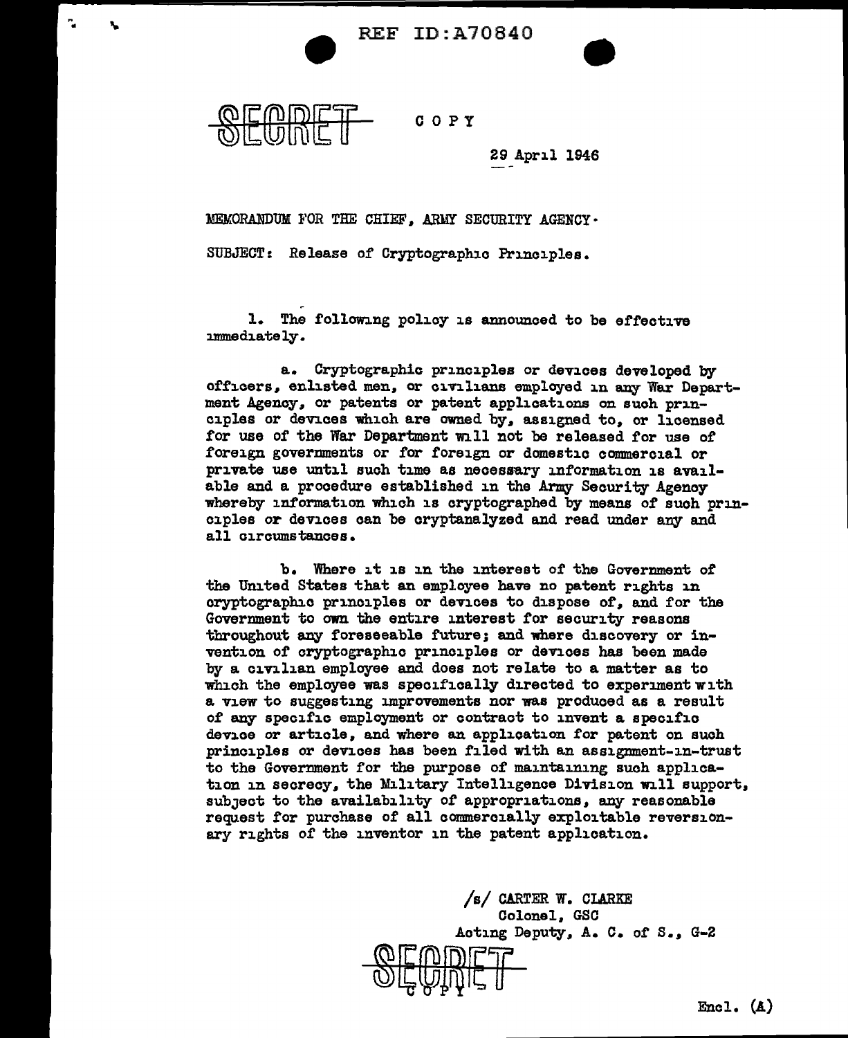REF ID:A70840

SECRET

COPY

29 April 1946

MEMORANDUM FOR THE CHIEF, ARMY SECURITY AGENCY·

SUBJECT: Release of Cryptographic Principles.

1. The following policy is announced to be effective immediately.

a. Cryptographic principles or devices developed by officers, enlisted men, or civilians employed in any War Department Agency, or patents or patent applications on such principles or devices which are owned by, assigned to, or licensed for use of the War Department will not be released for use of foreign governments or for foreign or domestic commercial or private use until such time as necessary information is available and a procedure established in the Army Security Agency whereby information which is cryptographed by means of such principles or devices can be cryptanalyzed and read under any and all circumstances.

b. Where it is in the interest of the Government of the United States that an employee have no patent rights in cryptographic principles or devices to dispose of, and for the Government to own the entire interest for security reasons throughout any foreseeable future; and where discovery or invention of cryptographic principles or devices has been made by a civilian employee and does not relate to a matter as to which the employee was specifically directed to experiment with a view to suggesting improvements nor was produced as a result of any specific employment or contract to invent a specific device or article, and where an application for patent on such principles or devices has been filed with an assignment-in-trust to the Government for the purpose of maintaining such application in secrecy, the Military Intelligence Division will support, subject to the availability of appropriations, any reasonable request for purchase of all commercially exploitable reversionary rights of the inventor in the patent application.

/s/ CARTER W. CLARKE
Colonel, GSC
Acting Deputy, A. C. of S., G-2

SECRET
COPY

Encl. (A)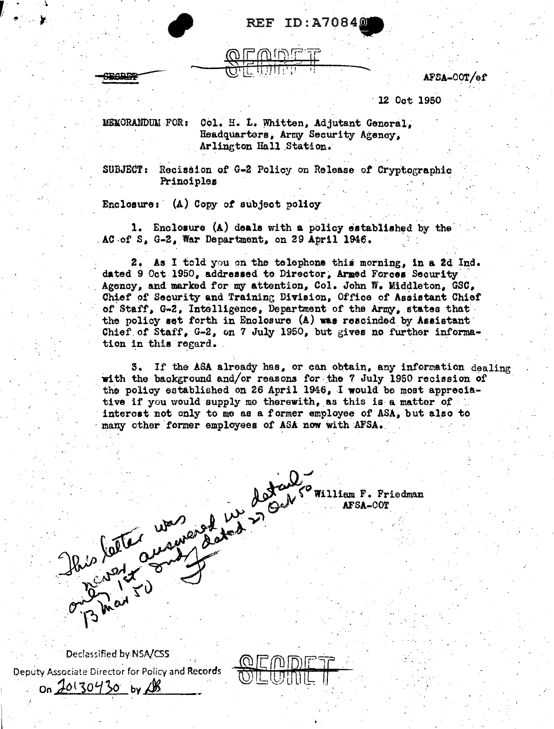REF ID:A70840

SECRET

SECRET

AFSA-OOT/ef

12 Oct 1950

MEMORANDUM FOR: Col. H. L. Whitten, Adjutant General, Headquarters, Army Security Agency, Arlington Hall Station.

SUBJECT: Recission of G-2 Policy on Release of Cryptographic Principles

Enclosure: (A) Copy of subject policy

1. Enclosure (A) deals with a policy established by the AC of S, G-2, War Department, on 29 April 1946.

2. As I told you on the telephone this morning, in a 2d Ind. dated 9 Oct 1950, addressed to Director, Armed Forces Security Agency, and marked for my attention, Col. John W. Middleton, GSC, Chief of Security and Training Division, Office of Assistant Chief of Staff, G-2, Intelligence, Department of the Army, states that the policy set forth in Enclosure (A) was rescinded by Assistant Chief of Staff, G-2, on 7 July 1950, but gives no further information in this regard.

3. If the ASA already has, or can obtain, any information dealing with the background and/or reasons for the 7 July 1950 recission of the policy established on 26 April 1946, I would be most appreciative if you would supply me therewith, as this is a matter of interest not only to me as a former employee of ASA, but also to many other former employees of ASA now with AFSA.

William F. Friedman
AFSA-OOT

This letter was answered in detail 27 Oct 50 — never only 1st Ind. dated 13 Mar 50

Declassified by NSA/CSS
Deputy Associate Director for Policy and Records
On 20130430 by [initials]

SECRET